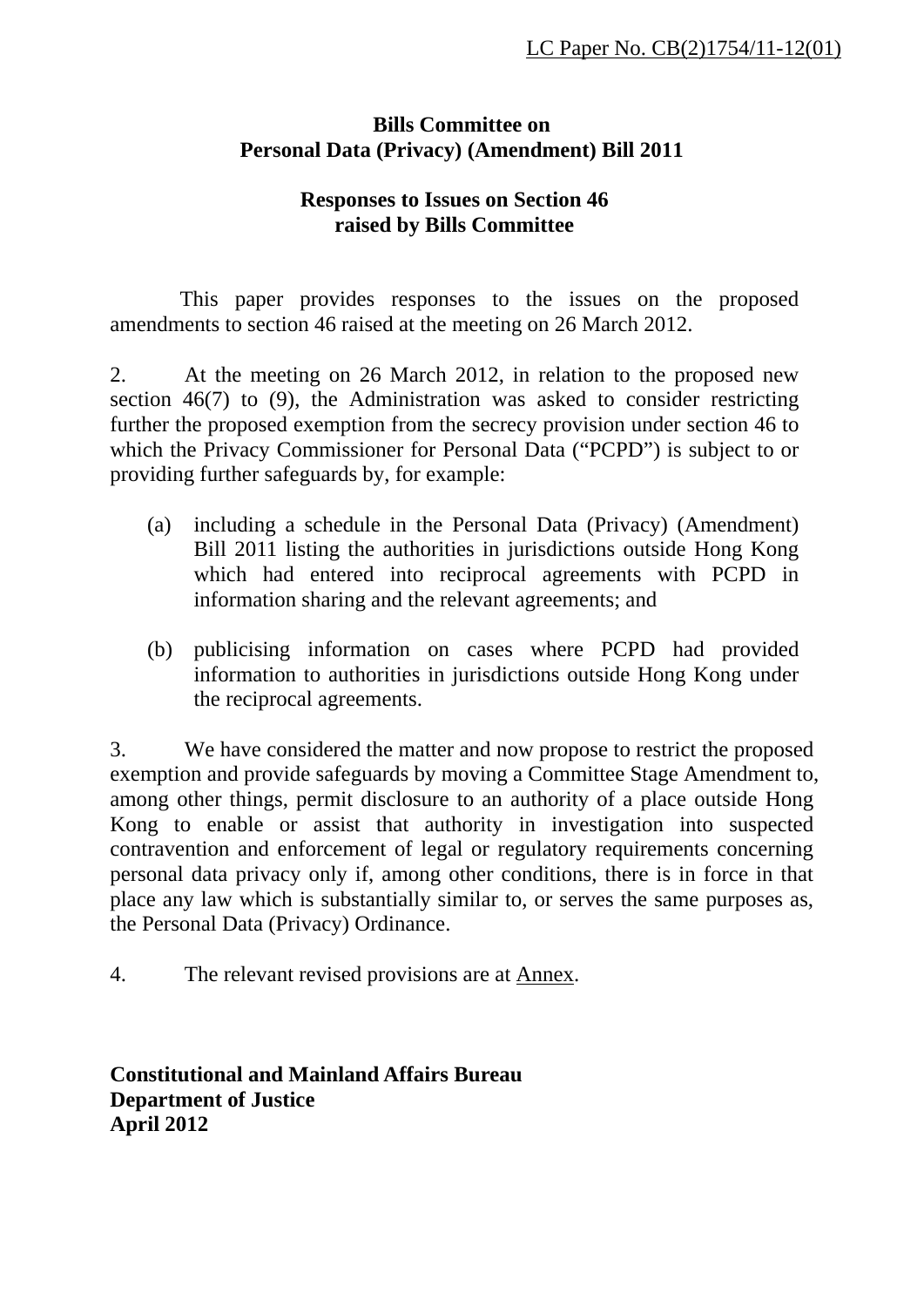LC Paper No. CB(2)1754/11-12(01)

**Bills Committee on**
**Personal Data (Privacy) (Amendment) Bill 2011**

**Responses to Issues on Section 46**
**raised by Bills Committee**

This paper provides responses to the issues on the proposed amendments to section 46 raised at the meeting on 26 March 2012.

2. At the meeting on 26 March 2012, in relation to the proposed new section 46(7) to (9), the Administration was asked to consider restricting further the proposed exemption from the secrecy provision under section 46 to which the Privacy Commissioner for Personal Data ("PCPD") is subject to or providing further safeguards by, for example:

(a) including a schedule in the Personal Data (Privacy) (Amendment) Bill 2011 listing the authorities in jurisdictions outside Hong Kong which had entered into reciprocal agreements with PCPD in information sharing and the relevant agreements; and

(b) publicising information on cases where PCPD had provided information to authorities in jurisdictions outside Hong Kong under the reciprocal agreements.

3. We have considered the matter and now propose to restrict the proposed exemption and provide safeguards by moving a Committee Stage Amendment to, among other things, permit disclosure to an authority of a place outside Hong Kong to enable or assist that authority in investigation into suspected contravention and enforcement of legal or regulatory requirements concerning personal data privacy only if, among other conditions, there is in force in that place any law which is substantially similar to, or serves the same purposes as, the Personal Data (Privacy) Ordinance.

4. The relevant revised provisions are at Annex.

**Constitutional and Mainland Affairs Bureau**
**Department of Justice**
**April 2012**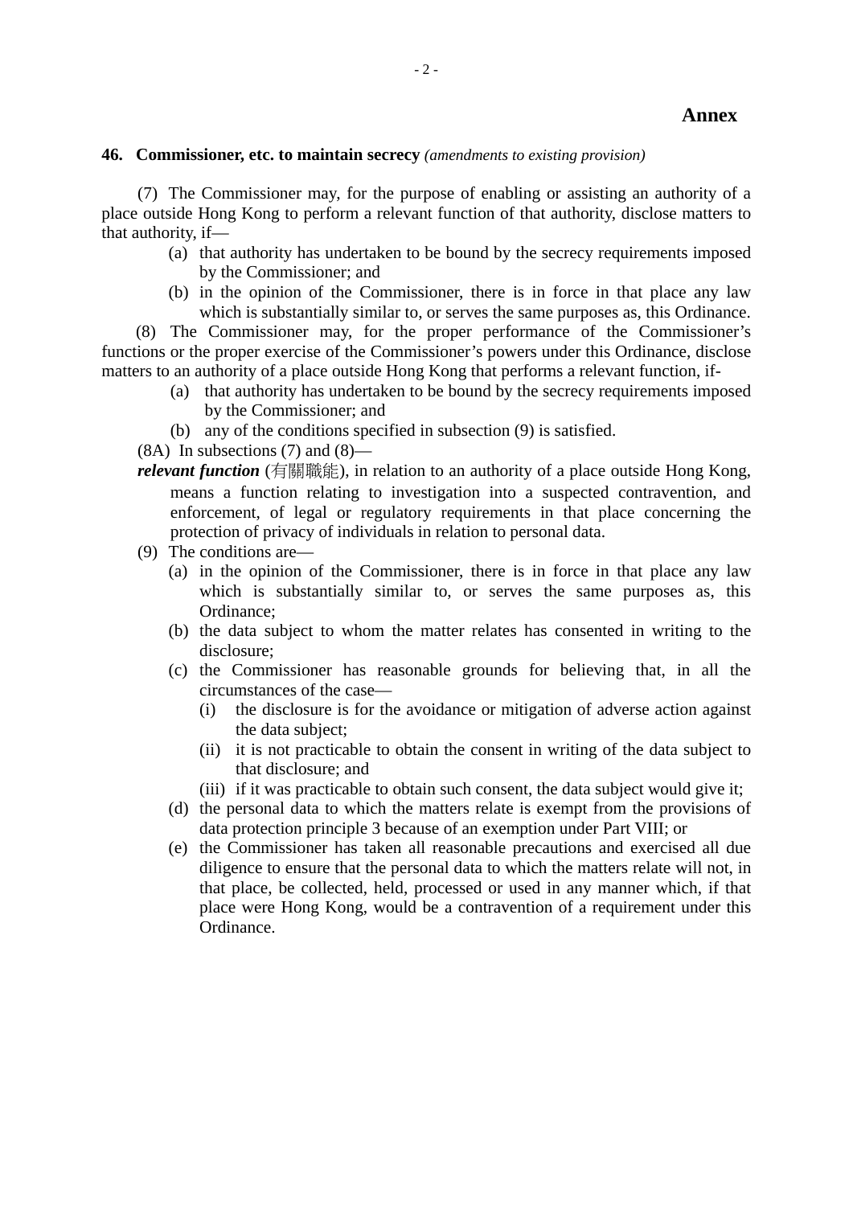**Annex**

**46. Commissioner, etc. to maintain secrecy** *(amendments to existing provision)*

(7) The Commissioner may, for the purpose of enabling or assisting an authority of a place outside Hong Kong to perform a relevant function of that authority, disclose matters to that authority, if—

- (a) that authority has undertaken to be bound by the secrecy requirements imposed by the Commissioner; and
- (b) in the opinion of the Commissioner, there is in force in that place any law which is substantially similar to, or serves the same purposes as, this Ordinance.

(8) The Commissioner may, for the proper performance of the Commissioner's functions or the proper exercise of the Commissioner's powers under this Ordinance, disclose matters to an authority of a place outside Hong Kong that performs a relevant function, if-

- (a) that authority has undertaken to be bound by the secrecy requirements imposed by the Commissioner; and
- (b) any of the conditions specified in subsection (9) is satisfied.

(8A) In subsections (7) and (8)—

***relevant function*** (有關職能), in relation to an authority of a place outside Hong Kong, means a function relating to investigation into a suspected contravention, and enforcement, of legal or regulatory requirements in that place concerning the protection of privacy of individuals in relation to personal data.

(9) The conditions are—

- (a) in the opinion of the Commissioner, there is in force in that place any law which is substantially similar to, or serves the same purposes as, this Ordinance;
- (b) the data subject to whom the matter relates has consented in writing to the disclosure;
- (c) the Commissioner has reasonable grounds for believing that, in all the circumstances of the case—
  - (i) the disclosure is for the avoidance or mitigation of adverse action against the data subject;
  - (ii) it is not practicable to obtain the consent in writing of the data subject to that disclosure; and
  - (iii) if it was practicable to obtain such consent, the data subject would give it;
- (d) the personal data to which the matters relate is exempt from the provisions of data protection principle 3 because of an exemption under Part VIII; or
- (e) the Commissioner has taken all reasonable precautions and exercised all due diligence to ensure that the personal data to which the matters relate will not, in that place, be collected, held, processed or used in any manner which, if that place were Hong Kong, would be a contravention of a requirement under this Ordinance.